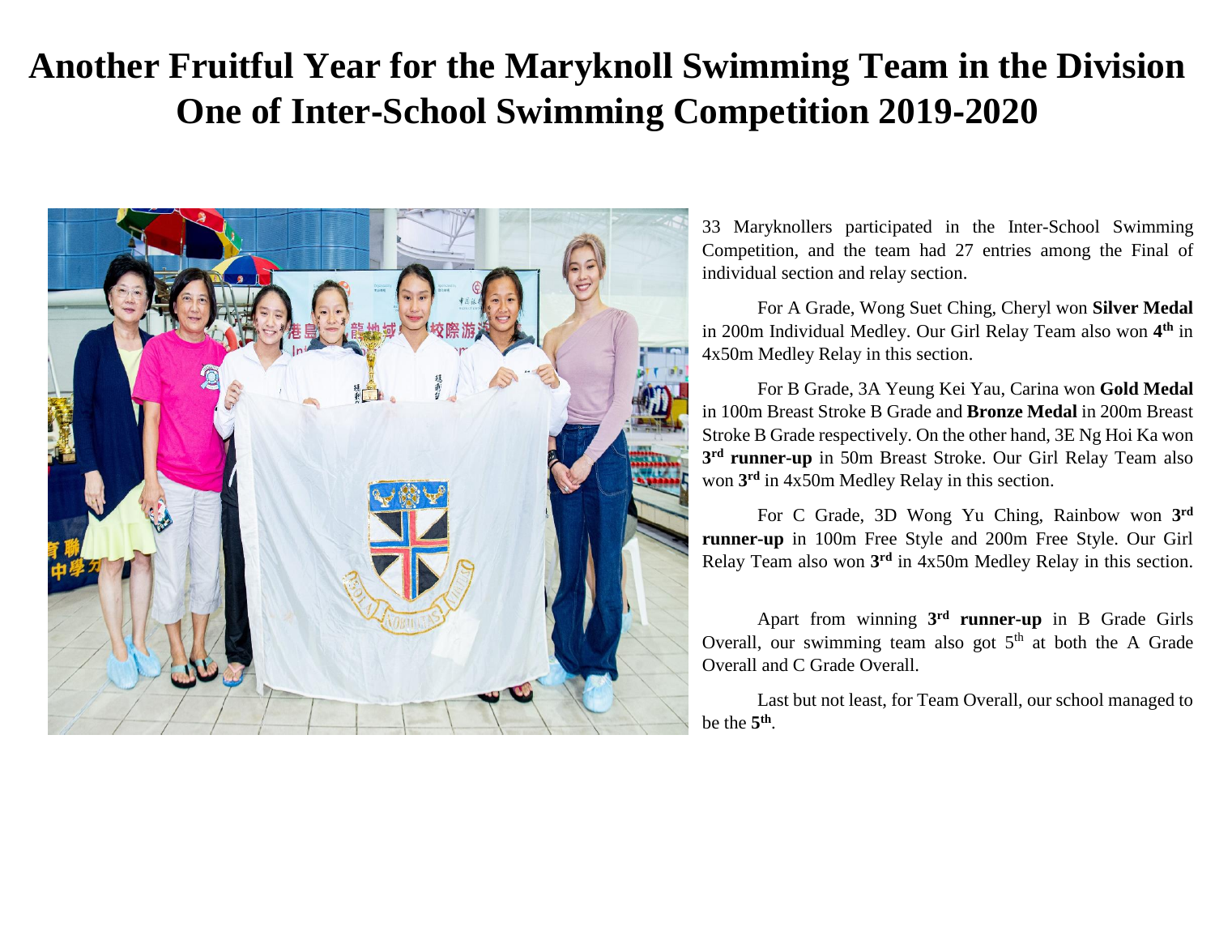# Another Fruitful Year for the Maryknoll Swimming Team in the Division One of Inter-School Swimming Competition 2019-2020

33 Maryknollers participated in the Inter-School Swimming Competition, and the team had 27 entries among the Final of individual section and relay section.

For A Grade, Wong Suet Ching, Cheryl won **Silver Medal** in 200m Individual Medley. Our Girl Relay Team also won **4th** in 4x50m Medley Relay in this section.

For B Grade, 3A Yeung Kei Yau, Carina won **Gold Medal** in 100m Breast Stroke B Grade and **Bronze Medal** in 200m Breast Stroke B Grade respectively. On the other hand, 3E Ng Hoi Ka won **3rd runner-up** in 50m Breast Stroke. Our Girl Relay Team also won **3rd** in 4x50m Medley Relay in this section.

For C Grade, 3D Wong Yu Ching, Rainbow won **3rd runner-up** in 100m Free Style and 200m Free Style. Our Girl Relay Team also won **3rd** in 4x50m Medley Relay in this section.

Apart from winning **3rd runner-up** in B Grade Girls Overall, our swimming team also got 5th at both the A Grade Overall and C Grade Overall.

Last but not least, for Team Overall, our school managed to be the **5th**.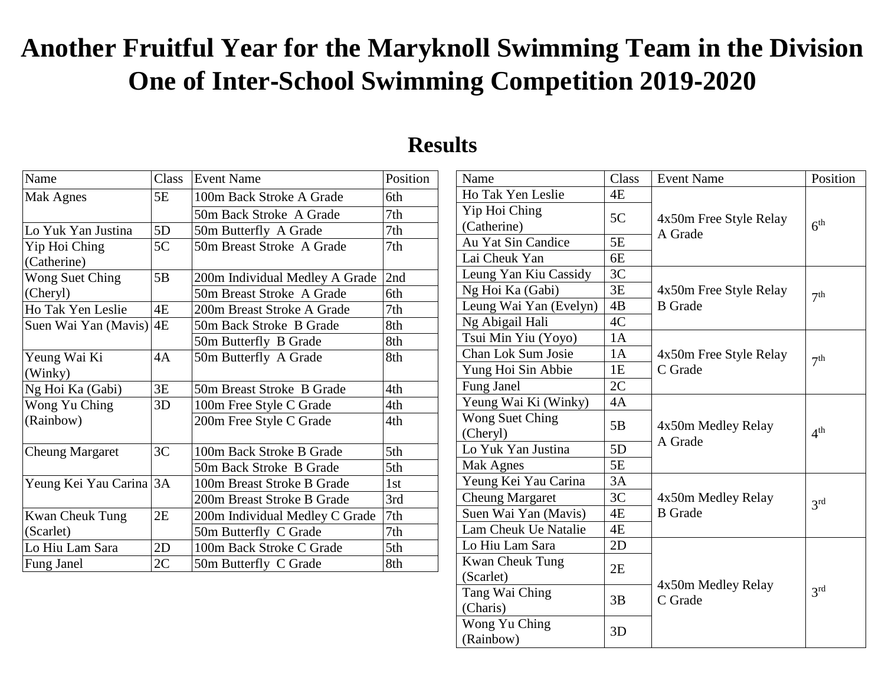# Another Fruitful Year for the Maryknoll Swimming Team in the Division One of Inter-School Swimming Competition 2019-2020

## Results

| Name | Class | Event Name | Position |
|---|---|---|---|
| Mak Agnes | 5E | 100m Back Stroke A Grade | 6th |
| | | 50m Back Stroke A Grade | 7th |
| Lo Yuk Yan Justina | 5D | 50m Butterfly A Grade | 7th |
| Yip Hoi Ching (Catherine) | 5C | 50m Breast Stroke A Grade | 7th |
| Wong Suet Ching (Cheryl) | 5B | 200m Individual Medley A Grade | 2nd |
| | | 50m Breast Stroke A Grade | 6th |
| Ho Tak Yen Leslie | 4E | 200m Breast Stroke A Grade | 7th |
| Suen Wai Yan (Mavis) | 4E | 50m Back Stroke B Grade | 8th |
| | | 50m Butterfly B Grade | 8th |
| Yeung Wai Ki (Winky) | 4A | 50m Butterfly A Grade | 8th |
| Ng Hoi Ka (Gabi) | 3E | 50m Breast Stroke B Grade | 4th |
| Wong Yu Ching (Rainbow) | 3D | 100m Free Style C Grade | 4th |
| | | 200m Free Style C Grade | 4th |
| Cheung Margaret | 3C | 100m Back Stroke B Grade | 5th |
| | | 50m Back Stroke B Grade | 5th |
| Yeung Kei Yau Carina | 3A | 100m Breast Stroke B Grade | 1st |
| | | 200m Breast Stroke B Grade | 3rd |
| Kwan Cheuk Tung (Scarlet) | 2E | 200m Individual Medley C Grade | 7th |
| | | 50m Butterfly C Grade | 7th |
| Lo Hiu Lam Sara | 2D | 100m Back Stroke C Grade | 5th |
| Fung Janel | 2C | 50m Butterfly C Grade | 8th |

| Name | Class | Event Name | Position |
|---|---|---|---|
| Ho Tak Yen Leslie | 4E | 4x50m Free Style Relay A Grade | 6th |
| Yip Hoi Ching (Catherine) | 5C | | |
| Au Yat Sin Candice | 5E | | |
| Lai Cheuk Yan | 6E | | |
| Leung Yan Kiu Cassidy | 3C | 4x50m Free Style Relay B Grade | 7th |
| Ng Hoi Ka (Gabi) | 3E | | |
| Leung Wai Yan (Evelyn) | 4B | | |
| Ng Abigail Hali | 4C | | |
| Tsui Min Yiu (Yoyo) | 1A | 4x50m Free Style Relay C Grade | 7th |
| Chan Lok Sum Josie | 1A | | |
| Yung Hoi Sin Abbie | 1E | | |
| Fung Janel | 2C | | |
| Yeung Wai Ki (Winky) | 4A | 4x50m Medley Relay A Grade | 4th |
| Wong Suet Ching (Cheryl) | 5B | | |
| Lo Yuk Yan Justina | 5D | | |
| Mak Agnes | 5E | | |
| Yeung Kei Yau Carina | 3A | 4x50m Medley Relay B Grade | 3rd |
| Cheung Margaret | 3C | | |
| Suen Wai Yan (Mavis) | 4E | | |
| Lam Cheuk Ue Natalie | 4E | | |
| Lo Hiu Lam Sara | 2D | 4x50m Medley Relay C Grade | 3rd |
| Kwan Cheuk Tung (Scarlet) | 2E | | |
| Tang Wai Ching (Charis) | 3B | | |
| Wong Yu Ching (Rainbow) | 3D | | |